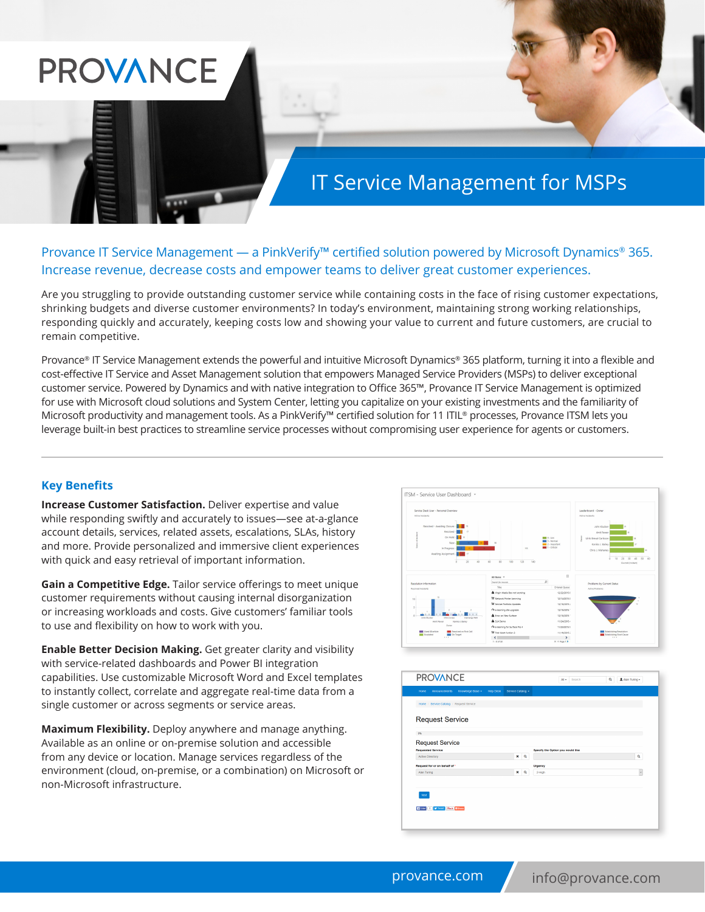# PROVANCE

## IT Service Management for MSPs

Provance IT Service Management — a PinkVerify™ certified solution powered by Microsoft Dynamics® 365. Increase revenue, decrease costs and empower teams to deliver great customer experiences.

Are you struggling to provide outstanding customer service while containing costs in the face of rising customer expectations, shrinking budgets and diverse customer environments? In today's environment, maintaining strong working relationships, responding quickly and accurately, keeping costs low and showing your value to current and future customers, are crucial to remain competitive.

Provance® IT Service Management extends the powerful and intuitive Microsoft Dynamics® 365 platform, turning it into a flexible and cost-effective IT Service and Asset Management solution that empowers Managed Service Providers (MSPs) to deliver exceptional customer service. Powered by Dynamics and with native integration to Office 365™, Provance IT Service Management is optimized for use with Microsoft cloud solutions and System Center, letting you capitalize on your existing investments and the familiarity of Microsoft productivity and management tools. As a PinkVerify™ certified solution for 11 ITIL® processes, Provance ITSM lets you leverage built-in best practices to streamline service processes without compromising user experience for agents or customers.

### Key Benefits

**Increase Customer Satisfaction.** Deliver expertise and value while responding swiftly and accurately to issues—see at-a-glance account details, services, related assets, escalations, SLAs, history and more. Provide personalized and immersive client experiences with quick and easy retrieval of important information.

**Gain a Competitive Edge.** Tailor service offerings to meet unique customer requirements without causing internal disorganization or increasing workloads and costs. Give customers' familiar tools to use and flexibility on how to work with you.

**Enable Better Decision Making.** Get greater clarity and visibility with service-related dashboards and Power BI integration capabilities. Use customizable Microsoft Word and Excel templates to instantly collect, correlate and aggregate real-time data from a single customer or across segments or service areas.

**Maximum Flexibility.** Deploy anywhere and manage anything. Available as an online or on-premise solution and accessible from any device or location. Manage services regardless of the environment (cloud, on-premise, or a combination) on Microsoft or non-Microsoft infrastructure.

provance.com info@provance.com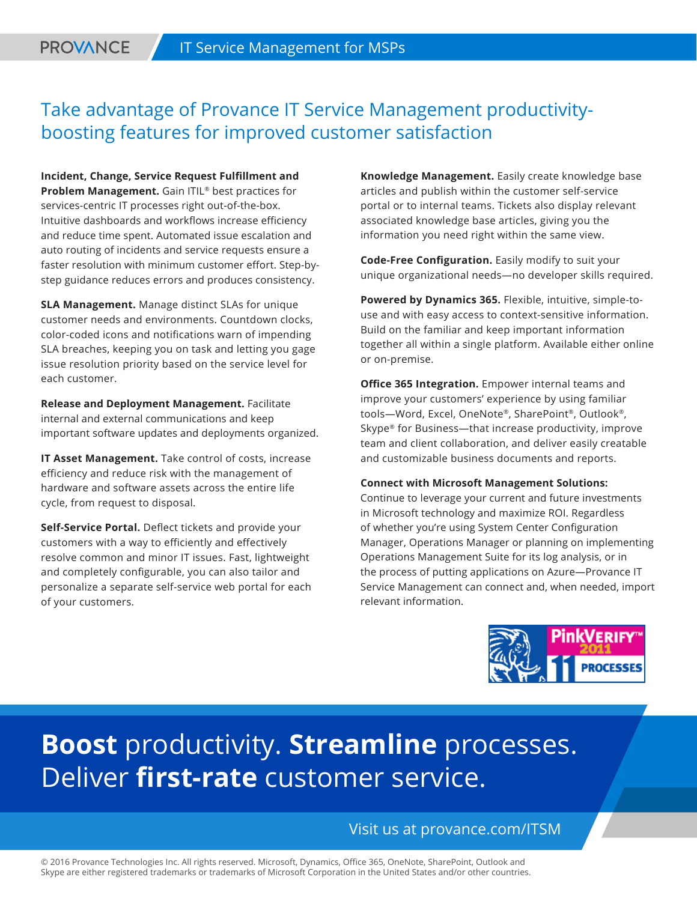## Take advantage of Provance IT Service Management productivity-boosting features for improved customer satisfaction

**Incident, Change, Service Request Fulfillment and Problem Management.** Gain ITIL® best practices for services-centric IT processes right out-of-the-box. Intuitive dashboards and workflows increase efficiency and reduce time spent. Automated issue escalation and auto routing of incidents and service requests ensure a faster resolution with minimum customer effort. Step-by-step guidance reduces errors and produces consistency.

**SLA Management.** Manage distinct SLAs for unique customer needs and environments. Countdown clocks, color-coded icons and notifications warn of impending SLA breaches, keeping you on task and letting you gage issue resolution priority based on the service level for each customer.

**Release and Deployment Management.** Facilitate internal and external communications and keep important software updates and deployments organized.

**IT Asset Management.** Take control of costs, increase efficiency and reduce risk with the management of hardware and software assets across the entire life cycle, from request to disposal.

**Self-Service Portal.** Deflect tickets and provide your customers with a way to efficiently and effectively resolve common and minor IT issues. Fast, lightweight and completely configurable, you can also tailor and personalize a separate self-service web portal for each of your customers.

**Knowledge Management.** Easily create knowledge base articles and publish within the customer self-service portal or to internal teams. Tickets also display relevant associated knowledge base articles, giving you the information you need right within the same view.

**Code-Free Configuration.** Easily modify to suit your unique organizational needs—no developer skills required.

**Powered by Dynamics 365.** Flexible, intuitive, simple-to-use and with easy access to context-sensitive information. Build on the familiar and keep important information together all within a single platform. Available either online or on-premise.

**Office 365 Integration.** Empower internal teams and improve your customers' experience by using familiar tools—Word, Excel, OneNote®, SharePoint®, Outlook®, Skype® for Business—that increase productivity, improve team and client collaboration, and deliver easily creatable and customizable business documents and reports.

**Connect with Microsoft Management Solutions:** Continue to leverage your current and future investments in Microsoft technology and maximize ROI. Regardless of whether you're using System Center Configuration Manager, Operations Manager or planning on implementing Operations Management Suite for its log analysis, or in the process of putting applications on Azure—Provance IT Service Management can connect and, when needed, import relevant information.

PinkVERIFY™ 2011
11 PROCESSES

# **Boost** productivity. **Streamline** processes. Deliver **first-rate** customer service.

Visit us at provance.com/ITSM

© 2016 Provance Technologies Inc. All rights reserved. Microsoft, Dynamics, Office 365, OneNote, SharePoint, Outlook and Skype are either registered trademarks or trademarks of Microsoft Corporation in the United States and/or other countries.